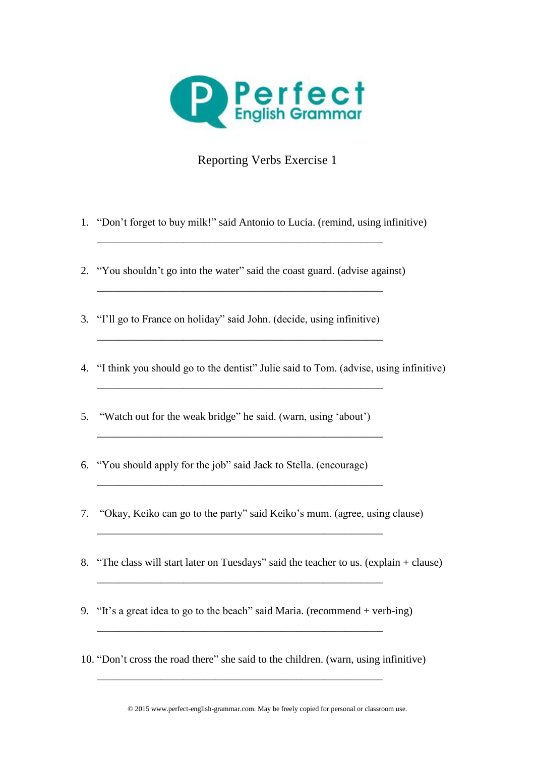Perfect English Grammar

# Reporting Verbs Exercise 1

1. “Don’t forget to buy milk!” said Antonio to Lucia. (remind, using infinitive)

   _______________________________________________________

2. “You shouldn’t go into the water” said the coast guard. (advise against)

   _______________________________________________________

3. “I’ll go to France on holiday” said John. (decide, using infinitive)

   _______________________________________________________

4. “I think you should go to the dentist” Julie said to Tom. (advise, using infinitive)

   _______________________________________________________

5. “Watch out for the weak bridge” he said. (warn, using ‘about’)

   _______________________________________________________

6. “You should apply for the job” said Jack to Stella. (encourage)

   _______________________________________________________

7. “Okay, Keiko can go to the party” said Keiko’s mum. (agree, using clause)

   _______________________________________________________

8. “The class will start later on Tuesdays” said the teacher to us. (explain + clause)

   _______________________________________________________

9. “It’s a great idea to go to the beach” said Maria. (recommend + verb-ing)

   _______________________________________________________

10. “Don’t cross the road there” she said to the children. (warn, using infinitive)

    _______________________________________________________

© 2015 www.perfect-english-grammar.com. May be freely copied for personal or classroom use.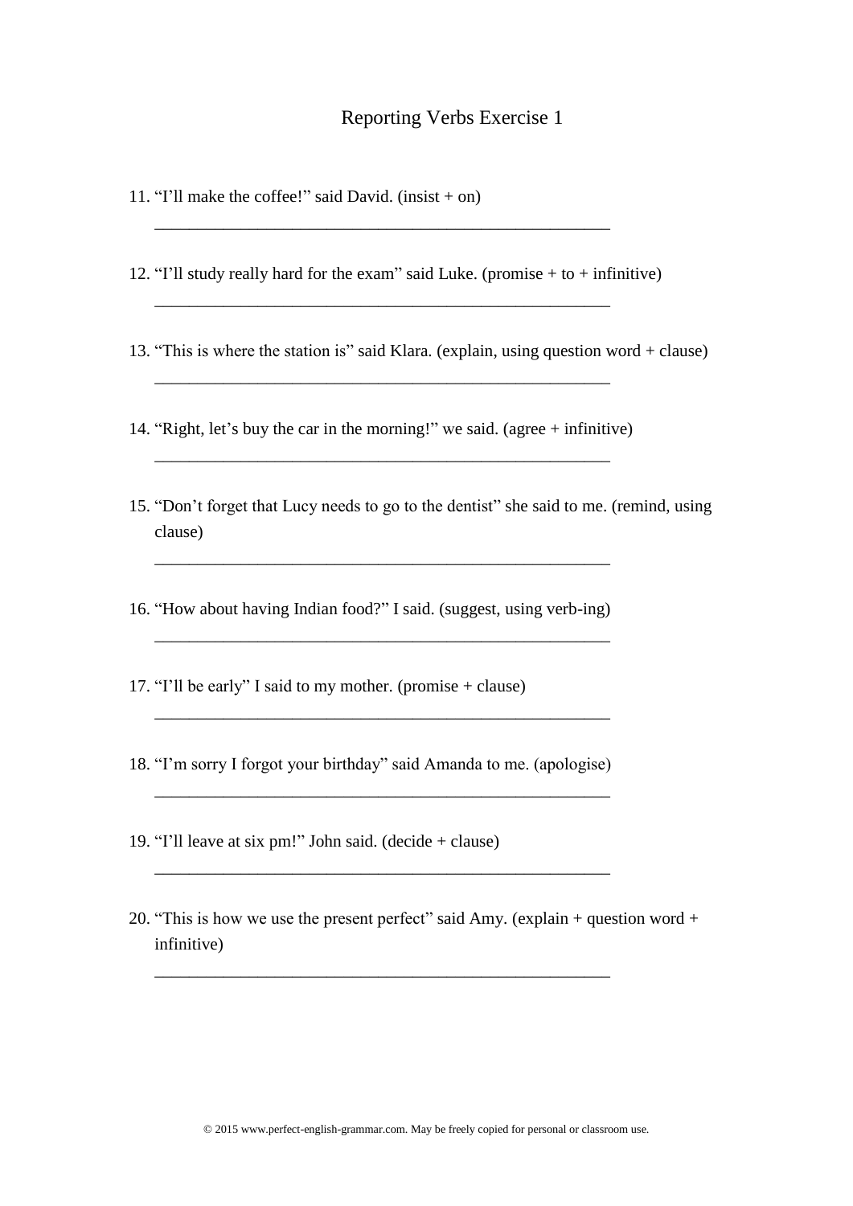# Reporting Verbs Exercise 1

11. “I’ll make the coffee!” said David. (insist + on)

    ________________________________________________________

12. “I’ll study really hard for the exam” said Luke. (promise + to + infinitive)

    ________________________________________________________

13. “This is where the station is” said Klara. (explain, using question word + clause)

    ________________________________________________________

14. “Right, let’s buy the car in the morning!” we said. (agree + infinitive)

    ________________________________________________________

15. “Don’t forget that Lucy needs to go to the dentist” she said to me. (remind, using clause)

    ________________________________________________________

16. “How about having Indian food?” I said. (suggest, using verb-ing)

    ________________________________________________________

17. “I’ll be early” I said to my mother. (promise + clause)

    ________________________________________________________

18. “I’m sorry I forgot your birthday” said Amanda to me. (apologise)

    ________________________________________________________

19. “I’ll leave at six pm!” John said. (decide + clause)

    ________________________________________________________

20. “This is how we use the present perfect” said Amy. (explain + question word + infinitive)

    ________________________________________________________

© 2015 www.perfect-english-grammar.com. May be freely copied for personal or classroom use.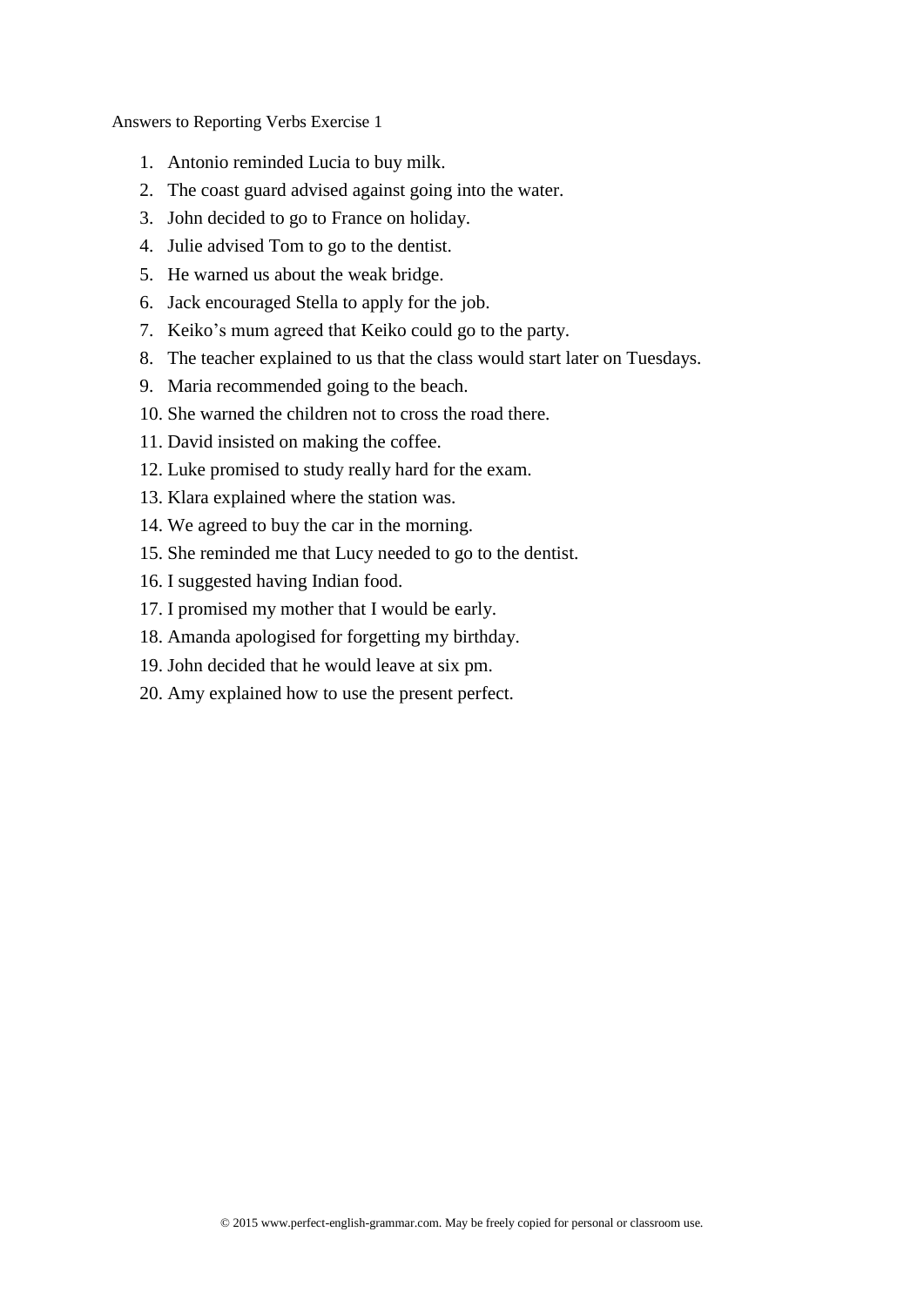Answers to Reporting Verbs Exercise 1

1. Antonio reminded Lucia to buy milk.
2. The coast guard advised against going into the water.
3. John decided to go to France on holiday.
4. Julie advised Tom to go to the dentist.
5. He warned us about the weak bridge.
6. Jack encouraged Stella to apply for the job.
7. Keiko's mum agreed that Keiko could go to the party.
8. The teacher explained to us that the class would start later on Tuesdays.
9. Maria recommended going to the beach.
10. She warned the children not to cross the road there.
11. David insisted on making the coffee.
12. Luke promised to study really hard for the exam.
13. Klara explained where the station was.
14. We agreed to buy the car in the morning.
15. She reminded me that Lucy needed to go to the dentist.
16. I suggested having Indian food.
17. I promised my mother that I would be early.
18. Amanda apologised for forgetting my birthday.
19. John decided that he would leave at six pm.
20. Amy explained how to use the present perfect.

© 2015 www.perfect-english-grammar.com. May be freely copied for personal or classroom use.